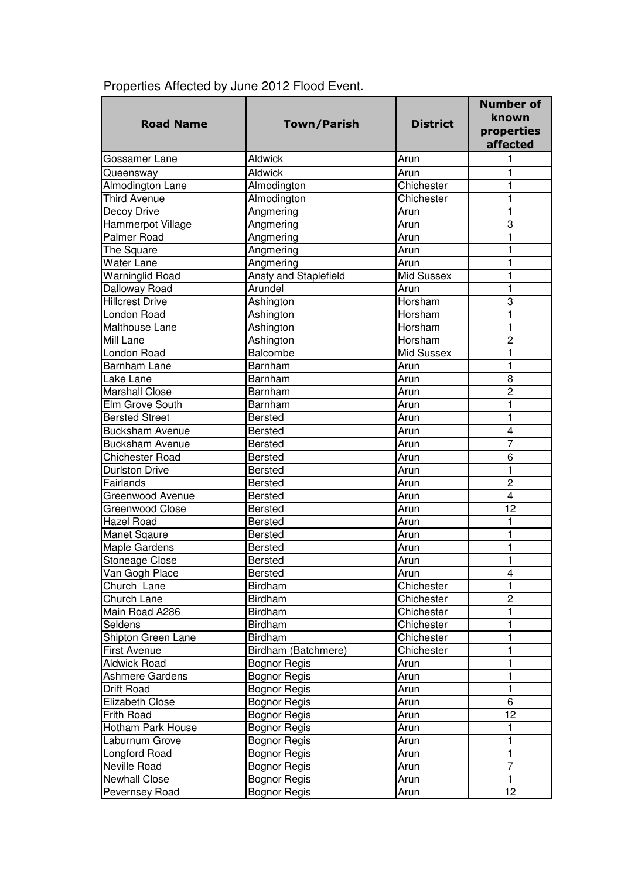Properties Affected by June 2012 Flood Event.

| Road Name | Town/Parish | District | Number of known properties affected |
|---|---|---|---|
| Gossamer Lane | Aldwick | Arun | 1 |
| Queensway | Aldwick | Arun | 1 |
| Almodington Lane | Almodington | Chichester | 1 |
| Third Avenue | Almodington | Chichester | 1 |
| Decoy Drive | Angmering | Arun | 1 |
| Hammerpot Village | Angmering | Arun | 3 |
| Palmer Road | Angmering | Arun | 1 |
| The Square | Angmering | Arun | 1 |
| Water Lane | Angmering | Arun | 1 |
| Warninglid Road | Ansty and Staplefield | Mid Sussex | 1 |
| Dalloway Road | Arundel | Arun | 1 |
| Hillcrest Drive | Ashington | Horsham | 3 |
| London Road | Ashington | Horsham | 1 |
| Malthouse Lane | Ashington | Horsham | 1 |
| Mill Lane | Ashington | Horsham | 2 |
| London Road | Balcombe | Mid Sussex | 1 |
| Barnham Lane | Barnham | Arun | 1 |
| Lake Lane | Barnham | Arun | 8 |
| Marshall Close | Barnham | Arun | 2 |
| Elm Grove South | Barnham | Arun | 1 |
| Bersted Street | Bersted | Arun | 1 |
| Bucksham Avenue | Bersted | Arun | 4 |
| Bucksham Avenue | Bersted | Arun | 7 |
| Chichester Road | Bersted | Arun | 6 |
| Durlston Drive | Bersted | Arun | 1 |
| Fairlands | Bersted | Arun | 2 |
| Greenwood Avenue | Bersted | Arun | 4 |
| Greenwood Close | Bersted | Arun | 12 |
| Hazel Road | Bersted | Arun | 1 |
| Manet Sqaure | Bersted | Arun | 1 |
| Maple Gardens | Bersted | Arun | 1 |
| Stoneage Close | Bersted | Arun | 1 |
| Van Gogh Place | Bersted | Arun | 4 |
| Church  Lane | Birdham | Chichester | 1 |
| Church Lane | Birdham | Chichester | 2 |
| Main Road A286 | Birdham | Chichester | 1 |
| Seldens | Birdham | Chichester | 1 |
| Shipton Green Lane | Birdham | Chichester | 1 |
| First Avenue | Birdham (Batchmere) | Chichester | 1 |
| Aldwick Road | Bognor Regis | Arun | 1 |
| Ashmere Gardens | Bognor Regis | Arun | 1 |
| Drift Road | Bognor Regis | Arun | 1 |
| Elizabeth Close | Bognor Regis | Arun | 6 |
| Frith Road | Bognor Regis | Arun | 12 |
| Hotham Park House | Bognor Regis | Arun | 1 |
| Laburnum Grove | Bognor Regis | Arun | 1 |
| Longford Road | Bognor Regis | Arun | 1 |
| Neville Road | Bognor Regis | Arun | 7 |
| Newhall Close | Bognor Regis | Arun | 1 |
| Pevernsey Road | Bognor Regis | Arun | 12 |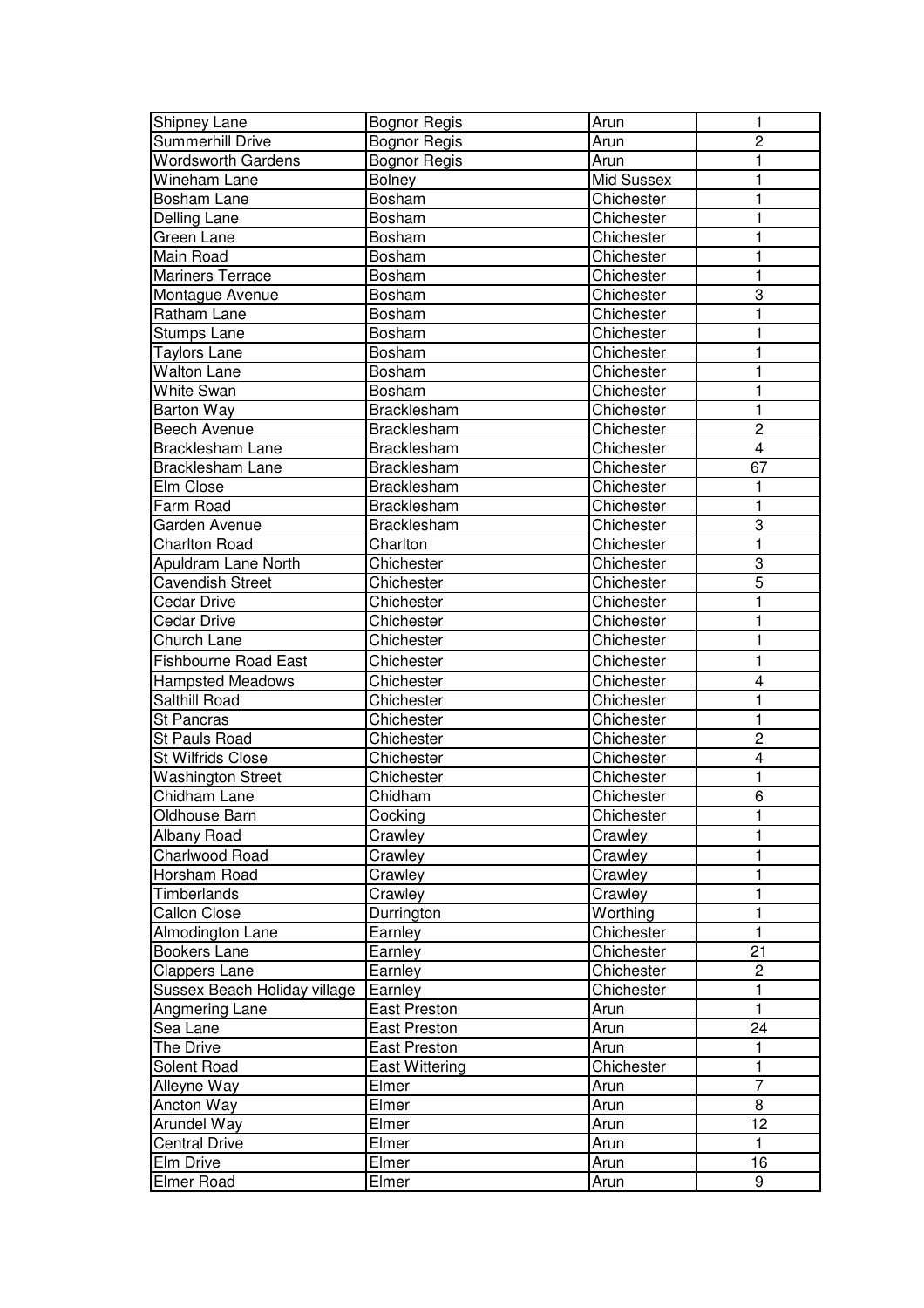| | | | |
|---|---|---|---|
| Shipney Lane | Bognor Regis | Arun | 1 |
| Summerhill Drive | Bognor Regis | Arun | 2 |
| Wordsworth Gardens | Bognor Regis | Arun | 1 |
| Wineham Lane | Bolney | Mid Sussex | 1 |
| Bosham Lane | Bosham | Chichester | 1 |
| Delling Lane | Bosham | Chichester | 1 |
| Green Lane | Bosham | Chichester | 1 |
| Main Road | Bosham | Chichester | 1 |
| Mariners Terrace | Bosham | Chichester | 1 |
| Montague Avenue | Bosham | Chichester | 3 |
| Ratham Lane | Bosham | Chichester | 1 |
| Stumps Lane | Bosham | Chichester | 1 |
| Taylors Lane | Bosham | Chichester | 1 |
| Walton Lane | Bosham | Chichester | 1 |
| White Swan | Bosham | Chichester | 1 |
| Barton Way | Bracklesham | Chichester | 1 |
| Beech Avenue | Bracklesham | Chichester | 2 |
| Bracklesham Lane | Bracklesham | Chichester | 4 |
| Bracklesham Lane | Bracklesham | Chichester | 67 |
| Elm Close | Bracklesham | Chichester | 1 |
| Farm Road | Bracklesham | Chichester | 1 |
| Garden Avenue | Bracklesham | Chichester | 3 |
| Charlton Road | Charlton | Chichester | 1 |
| Apuldram Lane North | Chichester | Chichester | 3 |
| Cavendish Street | Chichester | Chichester | 5 |
| Cedar Drive | Chichester | Chichester | 1 |
| Cedar Drive | Chichester | Chichester | 1 |
| Church Lane | Chichester | Chichester | 1 |
| Fishbourne Road East | Chichester | Chichester | 1 |
| Hampsted Meadows | Chichester | Chichester | 4 |
| Salthill Road | Chichester | Chichester | 1 |
| St Pancras | Chichester | Chichester | 1 |
| St Pauls Road | Chichester | Chichester | 2 |
| St Wilfrids Close | Chichester | Chichester | 4 |
| Washington Street | Chichester | Chichester | 1 |
| Chidham Lane | Chidham | Chichester | 6 |
| Oldhouse Barn | Cocking | Chichester | 1 |
| Albany Road | Crawley | Crawley | 1 |
| Charlwood Road | Crawley | Crawley | 1 |
| Horsham Road | Crawley | Crawley | 1 |
| Timberlands | Crawley | Crawley | 1 |
| Callon Close | Durrington | Worthing | 1 |
| Almodington Lane | Earnley | Chichester | 1 |
| Bookers Lane | Earnley | Chichester | 21 |
| Clappers Lane | Earnley | Chichester | 2 |
| Sussex Beach Holiday village | Earnley | Chichester | 1 |
| Angmering Lane | East Preston | Arun | 1 |
| Sea Lane | East Preston | Arun | 24 |
| The Drive | East Preston | Arun | 1 |
| Solent Road | East Wittering | Chichester | 1 |
| Alleyne Way | Elmer | Arun | 7 |
| Ancton Way | Elmer | Arun | 8 |
| Arundel Way | Elmer | Arun | 12 |
| Central Drive | Elmer | Arun | 1 |
| Elm Drive | Elmer | Arun | 16 |
| Elmer Road | Elmer | Arun | 9 |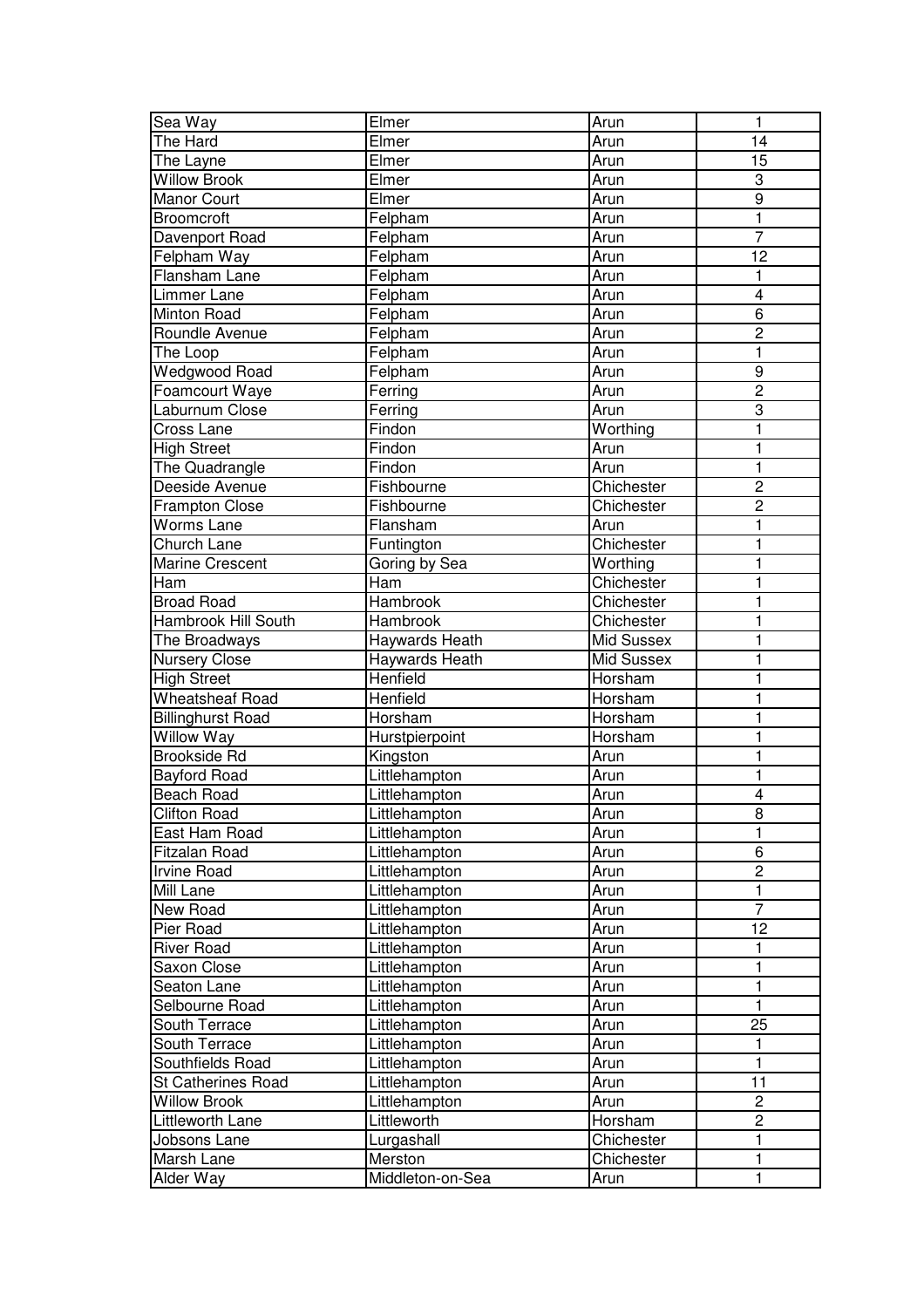| Sea Way | Elmer | Arun | 1 |
|---|---|---|---|
| The Hard | Elmer | Arun | 14 |
| The Layne | Elmer | Arun | 15 |
| Willow Brook | Elmer | Arun | 3 |
| Manor Court | Elmer | Arun | 9 |
| Broomcroft | Felpham | Arun | 1 |
| Davenport Road | Felpham | Arun | 7 |
| Felpham Way | Felpham | Arun | 12 |
| Flansham Lane | Felpham | Arun | 1 |
| Limmer Lane | Felpham | Arun | 4 |
| Minton Road | Felpham | Arun | 6 |
| Roundle Avenue | Felpham | Arun | 2 |
| The Loop | Felpham | Arun | 1 |
| Wedgwood Road | Felpham | Arun | 9 |
| Foamcourt Waye | Ferring | Arun | 2 |
| Laburnum Close | Ferring | Arun | 3 |
| Cross Lane | Findon | Worthing | 1 |
| High Street | Findon | Arun | 1 |
| The Quadrangle | Findon | Arun | 1 |
| Deeside Avenue | Fishbourne | Chichester | 2 |
| Frampton Close | Fishbourne | Chichester | 2 |
| Worms Lane | Flansham | Arun | 1 |
| Church Lane | Funtington | Chichester | 1 |
| Marine Crescent | Goring by Sea | Worthing | 1 |
| Ham | Ham | Chichester | 1 |
| Broad Road | Hambrook | Chichester | 1 |
| Hambrook Hill South | Hambrook | Chichester | 1 |
| The Broadways | Haywards Heath | Mid Sussex | 1 |
| Nursery Close | Haywards Heath | Mid Sussex | 1 |
| High Street | Henfield | Horsham | 1 |
| Wheatsheaf Road | Henfield | Horsham | 1 |
| Billinghurst Road | Horsham | Horsham | 1 |
| Willow Way | Hurstpierpoint | Horsham | 1 |
| Brookside Rd | Kingston | Arun | 1 |
| Bayford Road | Littlehampton | Arun | 1 |
| Beach Road | Littlehampton | Arun | 4 |
| Clifton Road | Littlehampton | Arun | 8 |
| East Ham Road | Littlehampton | Arun | 1 |
| Fitzalan Road | Littlehampton | Arun | 6 |
| Irvine Road | Littlehampton | Arun | 2 |
| Mill Lane | Littlehampton | Arun | 1 |
| New Road | Littlehampton | Arun | 7 |
| Pier Road | Littlehampton | Arun | 12 |
| River Road | Littlehampton | Arun | 1 |
| Saxon Close | Littlehampton | Arun | 1 |
| Seaton Lane | Littlehampton | Arun | 1 |
| Selbourne Road | Littlehampton | Arun | 1 |
| South Terrace | Littlehampton | Arun | 25 |
| South Terrace | Littlehampton | Arun | 1 |
| Southfields Road | Littlehampton | Arun | 1 |
| St Catherines Road | Littlehampton | Arun | 11 |
| Willow Brook | Littlehampton | Arun | 2 |
| Littleworth Lane | Littleworth | Horsham | 2 |
| Jobsons Lane | Lurgashall | Chichester | 1 |
| Marsh Lane | Merston | Chichester | 1 |
| Alder Way | Middleton-on-Sea | Arun | 1 |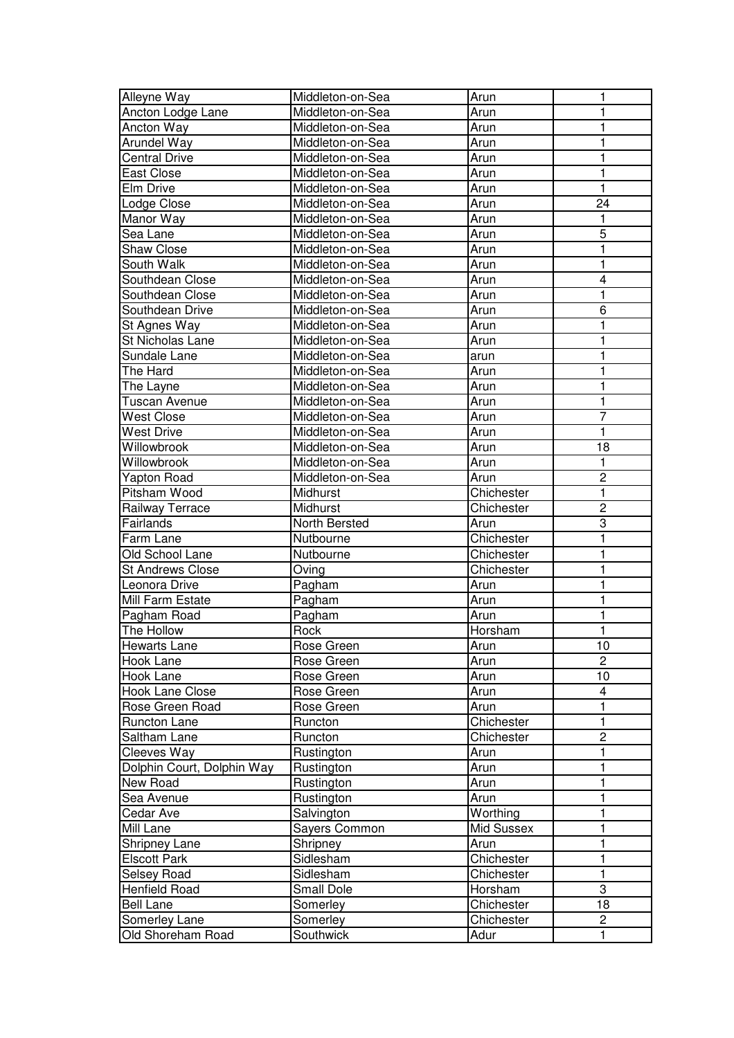| Alleyne Way | Middleton-on-Sea | Arun | 1 |
| --- | --- | --- | --- |
| Ancton Lodge Lane | Middleton-on-Sea | Arun | 1 |
| Ancton Way | Middleton-on-Sea | Arun | 1 |
| Arundel Way | Middleton-on-Sea | Arun | 1 |
| Central Drive | Middleton-on-Sea | Arun | 1 |
| East Close | Middleton-on-Sea | Arun | 1 |
| Elm Drive | Middleton-on-Sea | Arun | 1 |
| Lodge Close | Middleton-on-Sea | Arun | 24 |
| Manor Way | Middleton-on-Sea | Arun | 1 |
| Sea Lane | Middleton-on-Sea | Arun | 5 |
| Shaw Close | Middleton-on-Sea | Arun | 1 |
| South Walk | Middleton-on-Sea | Arun | 1 |
| Southdean Close | Middleton-on-Sea | Arun | 4 |
| Southdean Close | Middleton-on-Sea | Arun | 1 |
| Southdean Drive | Middleton-on-Sea | Arun | 6 |
| St Agnes Way | Middleton-on-Sea | Arun | 1 |
| St Nicholas Lane | Middleton-on-Sea | Arun | 1 |
| Sundale Lane | Middleton-on-Sea | arun | 1 |
| The Hard | Middleton-on-Sea | Arun | 1 |
| The Layne | Middleton-on-Sea | Arun | 1 |
| Tuscan Avenue | Middleton-on-Sea | Arun | 1 |
| West Close | Middleton-on-Sea | Arun | 7 |
| West Drive | Middleton-on-Sea | Arun | 1 |
| Willowbrook | Middleton-on-Sea | Arun | 18 |
| Willowbrook | Middleton-on-Sea | Arun | 1 |
| Yapton Road | Middleton-on-Sea | Arun | 2 |
| Pitsham Wood | Midhurst | Chichester | 1 |
| Railway Terrace | Midhurst | Chichester | 2 |
| Fairlands | North Bersted | Arun | 3 |
| Farm Lane | Nutbourne | Chichester | 1 |
| Old School Lane | Nutbourne | Chichester | 1 |
| St Andrews Close | Oving | Chichester | 1 |
| Leonora Drive | Pagham | Arun | 1 |
| Mill Farm Estate | Pagham | Arun | 1 |
| Pagham Road | Pagham | Arun | 1 |
| The Hollow | Rock | Horsham | 1 |
| Hewarts Lane | Rose Green | Arun | 10 |
| Hook Lane | Rose Green | Arun | 2 |
| Hook Lane | Rose Green | Arun | 10 |
| Hook Lane Close | Rose Green | Arun | 4 |
| Rose Green Road | Rose Green | Arun | 1 |
| Runcton Lane | Runcton | Chichester | 1 |
| Saltham Lane | Runcton | Chichester | 2 |
| Cleeves Way | Rustington | Arun | 1 |
| Dolphin Court, Dolphin Way | Rustington | Arun | 1 |
| New Road | Rustington | Arun | 1 |
| Sea Avenue | Rustington | Arun | 1 |
| Cedar Ave | Salvington | Worthing | 1 |
| Mill Lane | Sayers Common | Mid Sussex | 1 |
| Shripney Lane | Shripney | Arun | 1 |
| Elscott Park | Sidlesham | Chichester | 1 |
| Selsey Road | Sidlesham | Chichester | 1 |
| Henfield Road | Small Dole | Horsham | 3 |
| Bell Lane | Somerley | Chichester | 18 |
| Somerley Lane | Somerley | Chichester | 2 |
| Old Shoreham Road | Southwick | Adur | 1 |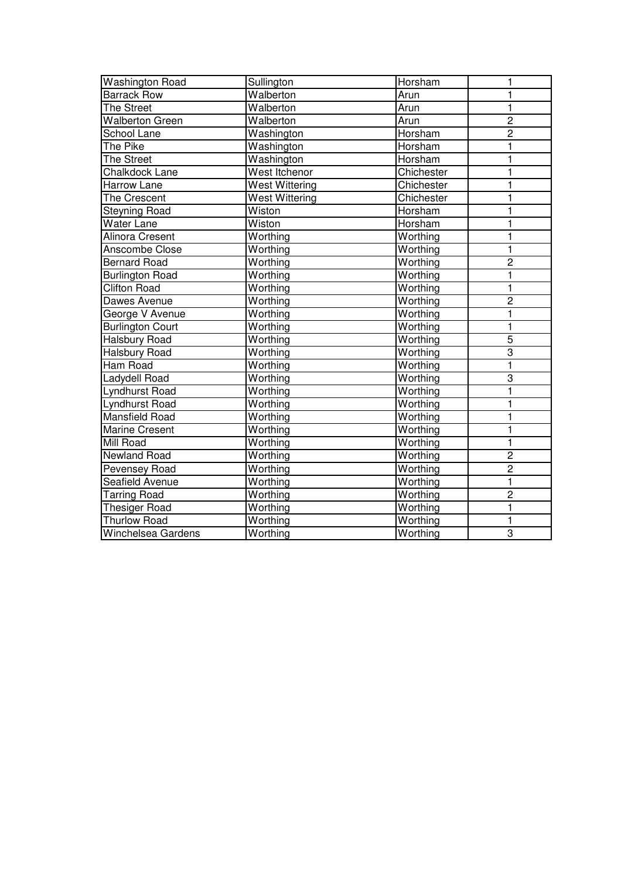| | | | |
|---|---|---|---|
| Washington Road | Sullington | Horsham | 1 |
| Barrack Row | Walberton | Arun | 1 |
| The Street | Walberton | Arun | 1 |
| Walberton Green | Walberton | Arun | 2 |
| School Lane | Washington | Horsham | 2 |
| The Pike | Washington | Horsham | 1 |
| The Street | Washington | Horsham | 1 |
| Chalkdock Lane | West Itchenor | Chichester | 1 |
| Harrow Lane | West Wittering | Chichester | 1 |
| The Crescent | West Wittering | Chichester | 1 |
| Steyning Road | Wiston | Horsham | 1 |
| Water Lane | Wiston | Horsham | 1 |
| Alinora Cresent | Worthing | Worthing | 1 |
| Anscombe Close | Worthing | Worthing | 1 |
| Bernard Road | Worthing | Worthing | 2 |
| Burlington Road | Worthing | Worthing | 1 |
| Clifton Road | Worthing | Worthing | 1 |
| Dawes Avenue | Worthing | Worthing | 2 |
| George V Avenue | Worthing | Worthing | 1 |
| Burlington Court | Worthing | Worthing | 1 |
| Halsbury Road | Worthing | Worthing | 5 |
| Halsbury Road | Worthing | Worthing | 3 |
| Ham Road | Worthing | Worthing | 1 |
| Ladydell Road | Worthing | Worthing | 3 |
| Lyndhurst Road | Worthing | Worthing | 1 |
| Lyndhurst Road | Worthing | Worthing | 1 |
| Mansfield Road | Worthing | Worthing | 1 |
| Marine Cresent | Worthing | Worthing | 1 |
| Mill Road | Worthing | Worthing | 1 |
| Newland Road | Worthing | Worthing | 2 |
| Pevensey Road | Worthing | Worthing | 2 |
| Seafield Avenue | Worthing | Worthing | 1 |
| Tarring Road | Worthing | Worthing | 2 |
| Thesiger Road | Worthing | Worthing | 1 |
| Thurlow Road | Worthing | Worthing | 1 |
| Winchelsea Gardens | Worthing | Worthing | 3 |